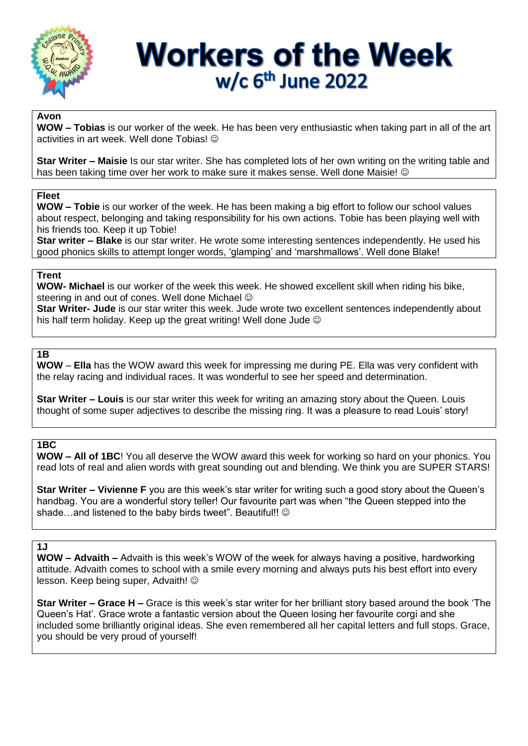# Workers of the Week

## w/c 6th June 2022

**Avon**

**WOW – Tobias** is our worker of the week. He has been very enthusiastic when taking part in all of the art activities in art week. Well done Tobias! ☺

**Star Writer – Maisie** Is our star writer. She has completed lots of her own writing on the writing table and has been taking time over her work to make sure it makes sense. Well done Maisie! ☺

**Fleet**

**WOW – Tobie** is our worker of the week. He has been making a big effort to follow our school values about respect, belonging and taking responsibility for his own actions. Tobie has been playing well with his friends too. Keep it up Tobie!

**Star writer – Blake** is our star writer. He wrote some interesting sentences independently. He used his good phonics skills to attempt longer words, 'glamping' and 'marshmallows'. Well done Blake!

**Trent**

**WOW- Michael** is our worker of the week this week. He showed excellent skill when riding his bike, steering in and out of cones. Well done Michael ☺

**Star Writer- Jude** is our star writer this week. Jude wrote two excellent sentences independently about his half term holiday. Keep up the great writing! Well done Jude ☺

**1B**

**WOW** – **Ella** has the WOW award this week for impressing me during PE. Ella was very confident with the relay racing and individual races. It was wonderful to see her speed and determination.

**Star Writer – Louis** is our star writer this week for writing an amazing story about the Queen. Louis thought of some super adjectives to describe the missing ring. It was a pleasure to read Louis' story!

**1BC**

**WOW – All of 1BC**! You all deserve the WOW award this week for working so hard on your phonics. You read lots of real and alien words with great sounding out and blending. We think you are SUPER STARS!

**Star Writer – Vivienne F** you are this week's star writer for writing such a good story about the Queen's handbag. You are a wonderful story teller! Our favourite part was when "the Queen stepped into the shade…and listened to the baby birds tweet". Beautiful!! ☺

**1J**

**WOW – Advaith –** Advaith is this week's WOW of the week for always having a positive, hardworking attitude. Advaith comes to school with a smile every morning and always puts his best effort into every lesson. Keep being super, Advaith! ☺

**Star Writer – Grace H –** Grace is this week's star writer for her brilliant story based around the book 'The Queen's Hat'. Grace wrote a fantastic version about the Queen losing her favourite corgi and she included some brilliantly original ideas. She even remembered all her capital letters and full stops. Grace, you should be very proud of yourself!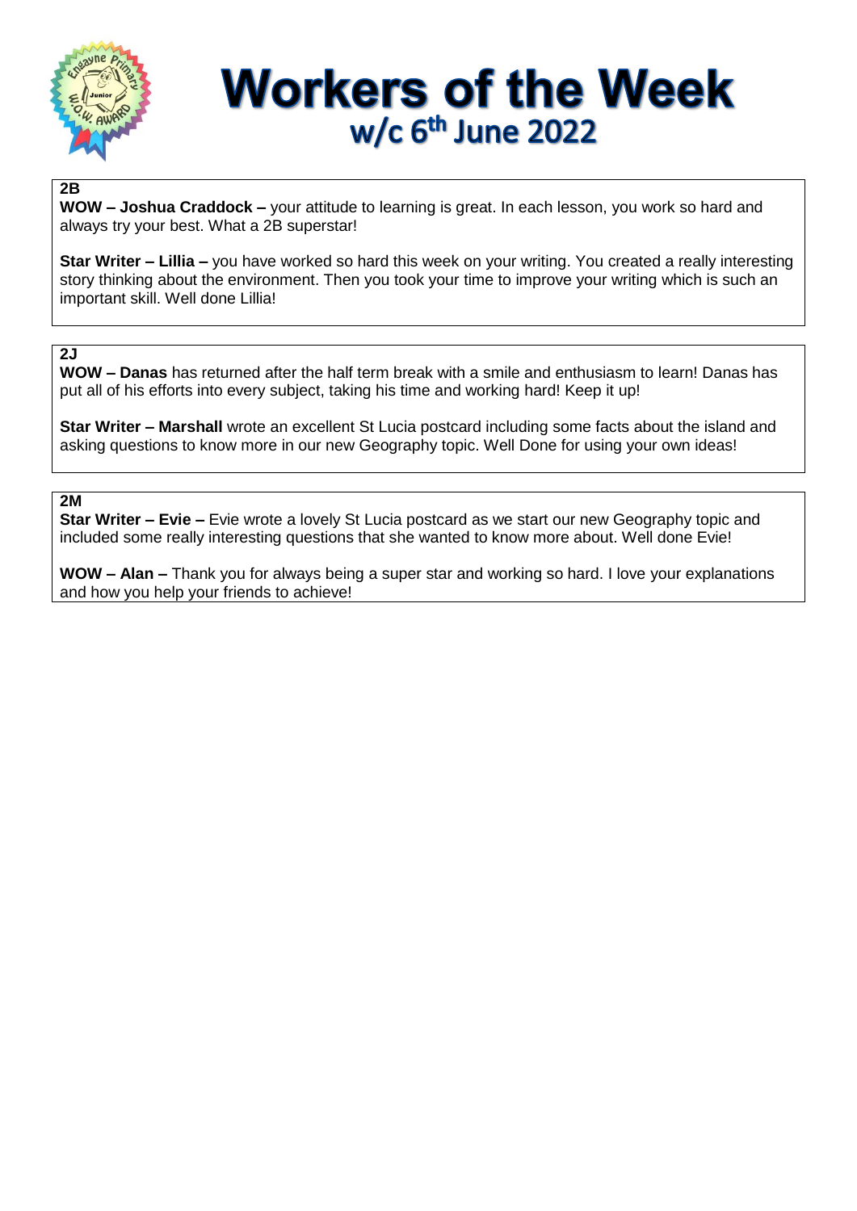# Workers of the Week

## w/c 6th June 2022

**2B**

**WOW – Joshua Craddock –** your attitude to learning is great. In each lesson, you work so hard and always try your best. What a 2B superstar!

**Star Writer – Lillia –** you have worked so hard this week on your writing. You created a really interesting story thinking about the environment. Then you took your time to improve your writing which is such an important skill. Well done Lillia!

**2J**

**WOW – Danas** has returned after the half term break with a smile and enthusiasm to learn! Danas has put all of his efforts into every subject, taking his time and working hard! Keep it up!

**Star Writer – Marshall** wrote an excellent St Lucia postcard including some facts about the island and asking questions to know more in our new Geography topic. Well Done for using your own ideas!

**2M**

**Star Writer – Evie –** Evie wrote a lovely St Lucia postcard as we start our new Geography topic and included some really interesting questions that she wanted to know more about. Well done Evie!

**WOW – Alan –** Thank you for always being a super star and working so hard. I love your explanations and how you help your friends to achieve!